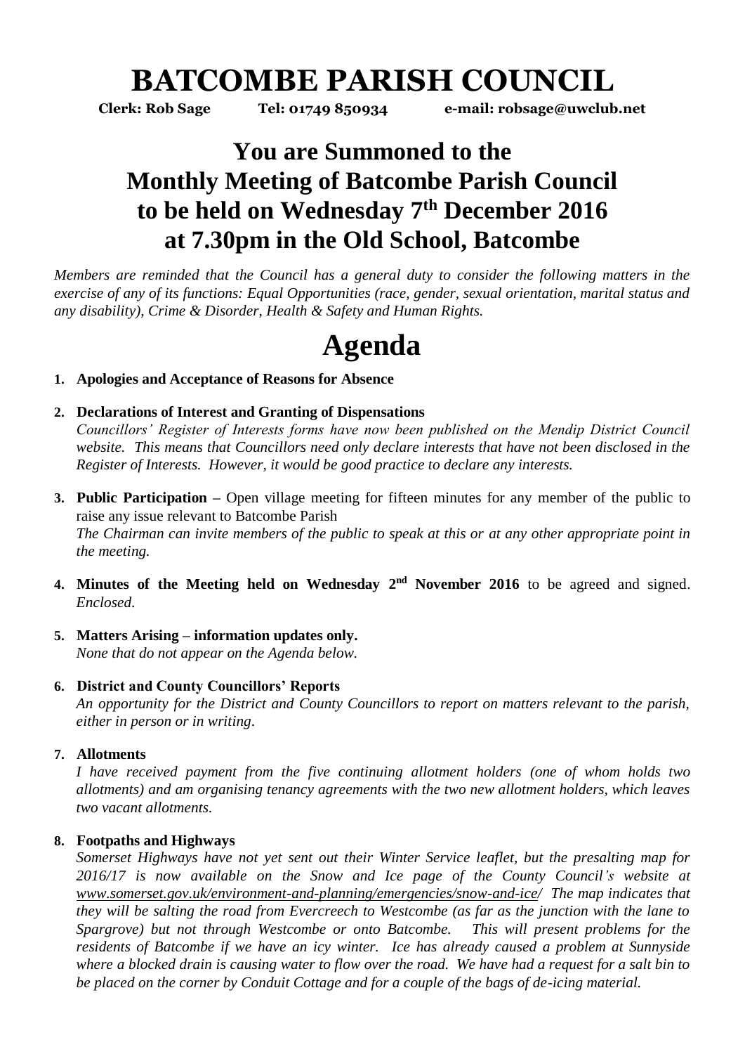# BATCOMBE PARISH COUNCIL

**Clerk: Rob Sage          Tel: 01749 850934          e-mail: robsage@uwclub.net**

## You are Summoned to the Monthly Meeting of Batcombe Parish Council to be held on Wednesday 7th December 2016 at 7.30pm in the Old School, Batcombe

*Members are reminded that the Council has a general duty to consider the following matters in the exercise of any of its functions: Equal Opportunities (race, gender, sexual orientation, marital status and any disability), Crime & Disorder, Health & Safety and Human Rights.*

# Agenda

1. **Apologies and Acceptance of Reasons for Absence**

2. **Declarations of Interest and Granting of Dispensations**
   *Councillors' Register of Interests forms have now been published on the Mendip District Council website. This means that Councillors need only declare interests that have not been disclosed in the Register of Interests. However, it would be good practice to declare any interests.*

3. **Public Participation –** Open village meeting for fifteen minutes for any member of the public to raise any issue relevant to Batcombe Parish
   *The Chairman can invite members of the public to speak at this or at any other appropriate point in the meeting.*

4. **Minutes of the Meeting held on Wednesday 2nd November 2016** to be agreed and signed. *Enclosed.*

5. **Matters Arising – information updates only.**
   *None that do not appear on the Agenda below.*

6. **District and County Councillors' Reports**
   *An opportunity for the District and County Councillors to report on matters relevant to the parish, either in person or in writing.*

7. **Allotments**
   *I have received payment from the five continuing allotment holders (one of whom holds two allotments) and am organising tenancy agreements with the two new allotment holders, which leaves two vacant allotments.*

8. **Footpaths and Highways**
   *Somerset Highways have not yet sent out their Winter Service leaflet, but the presalting map for 2016/17 is now available on the Snow and Ice page of the County Council's website at www.somerset.gov.uk/environment-and-planning/emergencies/snow-and-ice/ The map indicates that they will be salting the road from Evercreech to Westcombe (as far as the junction with the lane to Spargrove) but not through Westcombe or onto Batcombe. This will present problems for the residents of Batcombe if we have an icy winter. Ice has already caused a problem at Sunnyside where a blocked drain is causing water to flow over the road. We have had a request for a salt bin to be placed on the corner by Conduit Cottage and for a couple of the bags of de-icing material.*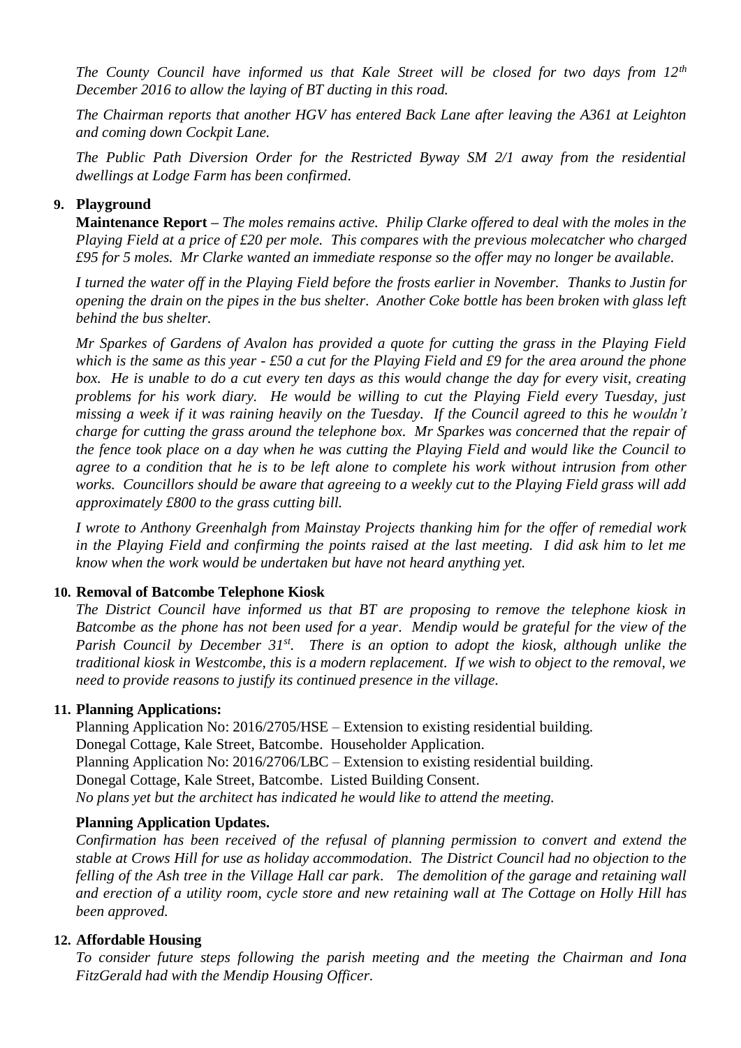*The County Council have informed us that Kale Street will be closed for two days from 12th December 2016 to allow the laying of BT ducting in this road.*

*The Chairman reports that another HGV has entered Back Lane after leaving the A361 at Leighton and coming down Cockpit Lane.*

*The Public Path Diversion Order for the Restricted Byway SM 2/1 away from the residential dwellings at Lodge Farm has been confirmed.*

**9. Playground**

**Maintenance Report –** *The moles remains active. Philip Clarke offered to deal with the moles in the Playing Field at a price of £20 per mole. This compares with the previous molecatcher who charged £95 for 5 moles. Mr Clarke wanted an immediate response so the offer may no longer be available.*

*I turned the water off in the Playing Field before the frosts earlier in November. Thanks to Justin for opening the drain on the pipes in the bus shelter. Another Coke bottle has been broken with glass left behind the bus shelter.*

*Mr Sparkes of Gardens of Avalon has provided a quote for cutting the grass in the Playing Field which is the same as this year - £50 a cut for the Playing Field and £9 for the area around the phone box. He is unable to do a cut every ten days as this would change the day for every visit, creating problems for his work diary. He would be willing to cut the Playing Field every Tuesday, just missing a week if it was raining heavily on the Tuesday. If the Council agreed to this he wouldn't charge for cutting the grass around the telephone box. Mr Sparkes was concerned that the repair of the fence took place on a day when he was cutting the Playing Field and would like the Council to agree to a condition that he is to be left alone to complete his work without intrusion from other works. Councillors should be aware that agreeing to a weekly cut to the Playing Field grass will add approximately £800 to the grass cutting bill.*

*I wrote to Anthony Greenhalgh from Mainstay Projects thanking him for the offer of remedial work in the Playing Field and confirming the points raised at the last meeting. I did ask him to let me know when the work would be undertaken but have not heard anything yet.*

**10. Removal of Batcombe Telephone Kiosk**

*The District Council have informed us that BT are proposing to remove the telephone kiosk in Batcombe as the phone has not been used for a year. Mendip would be grateful for the view of the Parish Council by December 31st. There is an option to adopt the kiosk, although unlike the traditional kiosk in Westcombe, this is a modern replacement. If we wish to object to the removal, we need to provide reasons to justify its continued presence in the village.*

**11. Planning Applications:**

Planning Application No: 2016/2705/HSE – Extension to existing residential building.
Donegal Cottage, Kale Street, Batcombe. Householder Application.
Planning Application No: 2016/2706/LBC – Extension to existing residential building.
Donegal Cottage, Kale Street, Batcombe. Listed Building Consent.
*No plans yet but the architect has indicated he would like to attend the meeting.*

**Planning Application Updates.**

*Confirmation has been received of the refusal of planning permission to convert and extend the stable at Crows Hill for use as holiday accommodation. The District Council had no objection to the felling of the Ash tree in the Village Hall car park. The demolition of the garage and retaining wall and erection of a utility room, cycle store and new retaining wall at The Cottage on Holly Hill has been approved.*

**12. Affordable Housing**

*To consider future steps following the parish meeting and the meeting the Chairman and Iona FitzGerald had with the Mendip Housing Officer.*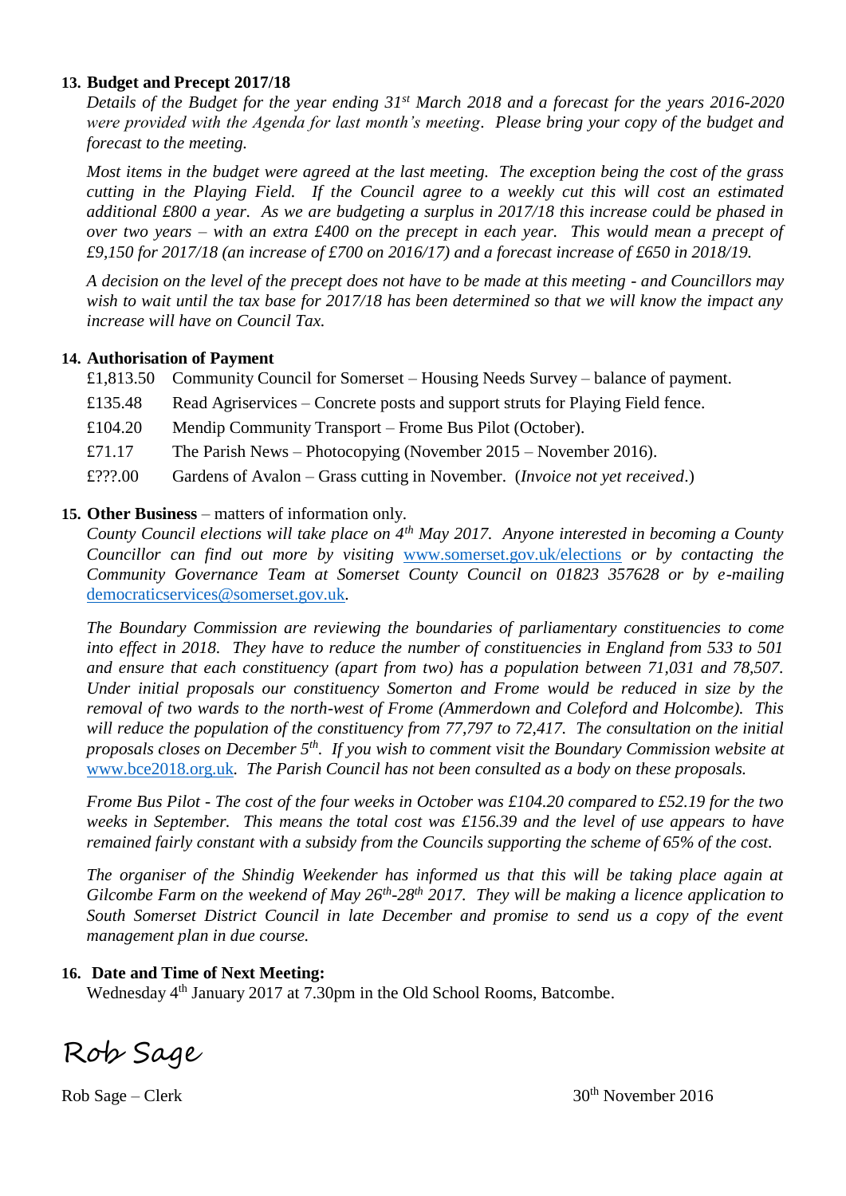**13. Budget and Precept 2017/18**

*Details of the Budget for the year ending 31st March 2018 and a forecast for the years 2016-2020 were provided with the Agenda for last month's meeting. Please bring your copy of the budget and forecast to the meeting.*

*Most items in the budget were agreed at the last meeting. The exception being the cost of the grass cutting in the Playing Field. If the Council agree to a weekly cut this will cost an estimated additional £800 a year. As we are budgeting a surplus in 2017/18 this increase could be phased in over two years – with an extra £400 on the precept in each year. This would mean a precept of £9,150 for 2017/18 (an increase of £700 on 2016/17) and a forecast increase of £650 in 2018/19.*

*A decision on the level of the precept does not have to be made at this meeting - and Councillors may wish to wait until the tax base for 2017/18 has been determined so that we will know the impact any increase will have on Council Tax.*

**14. Authorisation of Payment**

| | |
|---|---|
| £1,813.50 | Community Council for Somerset – Housing Needs Survey – balance of payment. |
| £135.48 | Read Agriservices – Concrete posts and support struts for Playing Field fence. |
| £104.20 | Mendip Community Transport – Frome Bus Pilot (October). |
| £71.17 | The Parish News – Photocopying (November 2015 – November 2016). |
| £???.00 | Gardens of Avalon – Grass cutting in November. (*Invoice not yet received*.) |

**15. Other Business** – matters of information only.

*County Council elections will take place on 4th May 2017. Anyone interested in becoming a County Councillor can find out more by visiting* www.somerset.gov.uk/elections *or by contacting the Community Governance Team at Somerset County Council on 01823 357628 or by e-mailing* democraticservices@somerset.gov.uk.

*The Boundary Commission are reviewing the boundaries of parliamentary constituencies to come into effect in 2018. They have to reduce the number of constituencies in England from 533 to 501 and ensure that each constituency (apart from two) has a population between 71,031 and 78,507. Under initial proposals our constituency Somerton and Frome would be reduced in size by the removal of two wards to the north-west of Frome (Ammerdown and Coleford and Holcombe). This will reduce the population of the constituency from 77,797 to 72,417. The consultation on the initial proposals closes on December 5th. If you wish to comment visit the Boundary Commission website at* www.bce2018.org.uk*. The Parish Council has not been consulted as a body on these proposals.*

*Frome Bus Pilot - The cost of the four weeks in October was £104.20 compared to £52.19 for the two weeks in September. This means the total cost was £156.39 and the level of use appears to have remained fairly constant with a subsidy from the Councils supporting the scheme of 65% of the cost.*

*The organiser of the Shindig Weekender has informed us that this will be taking place again at Gilcombe Farm on the weekend of May 26th-28th 2017. They will be making a licence application to South Somerset District Council in late December and promise to send us a copy of the event management plan in due course.*

**16. Date and Time of Next Meeting:**

Wednesday 4th January 2017 at 7.30pm in the Old School Rooms, Batcombe.

Rob Sage

Rob Sage – Clerk

30th November 2016